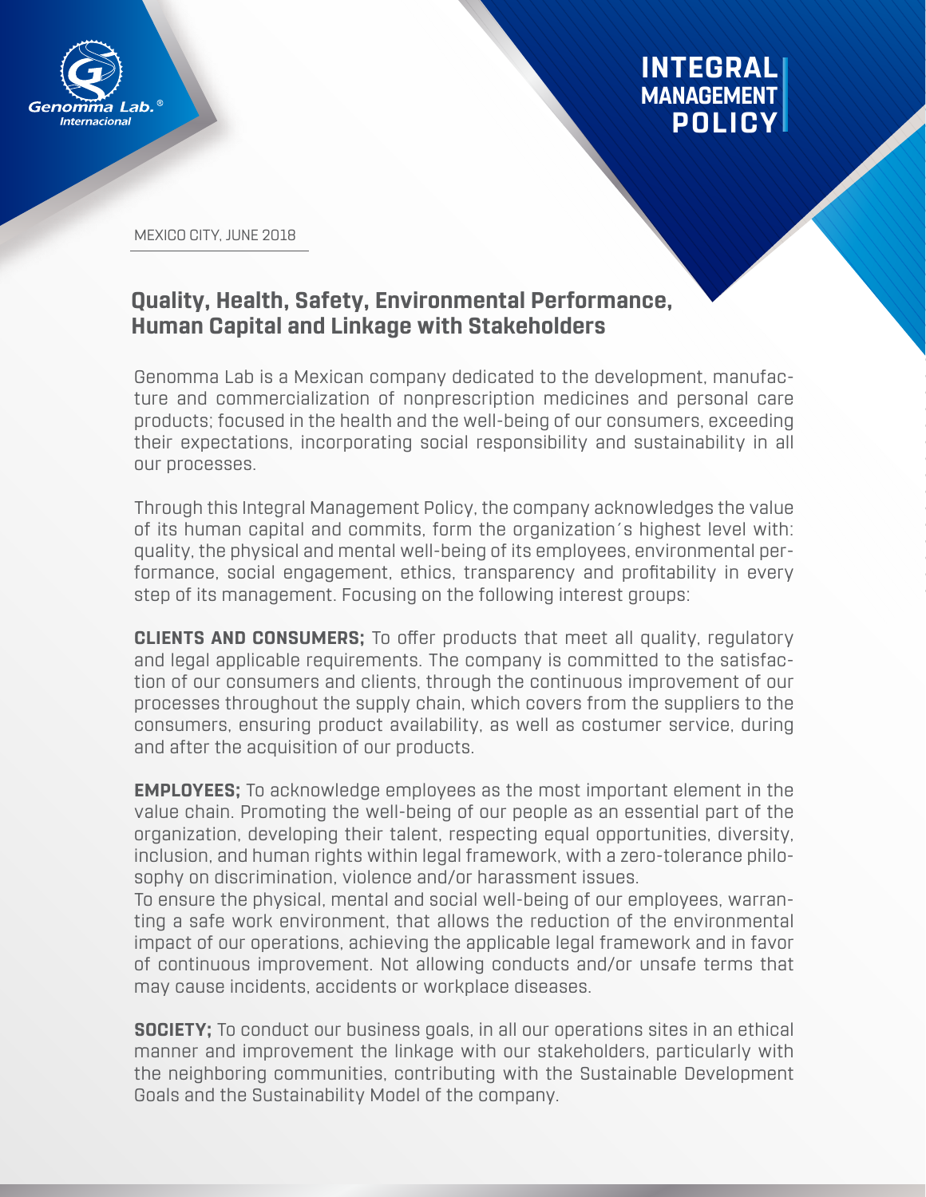# INTEGRAL MANAGEMENT POLICY

MEXICO CITY, JUNE 2018

## Quality, Health, Safety, Environmental Performance, Human Capital and Linkage with Stakeholders

Genomma Lab is a Mexican company dedicated to the development, manufacture and commercialization of nonprescription medicines and personal care products; focused in the health and the well-being of our consumers, exceeding their expectations, incorporating social responsibility and sustainability in all our processes.

Through this Integral Management Policy, the company acknowledges the value of its human capital and commits, form the organization´s highest level with: quality, the physical and mental well-being of its employees, environmental performance, social engagement, ethics, transparency and profitability in every step of its management. Focusing on the following interest groups:

**CLIENTS AND CONSUMERS;** To offer products that meet all quality, regulatory and legal applicable requirements. The company is committed to the satisfaction of our consumers and clients, through the continuous improvement of our processes throughout the supply chain, which covers from the suppliers to the consumers, ensuring product availability, as well as costumer service, during and after the acquisition of our products.

**EMPLOYEES;** To acknowledge employees as the most important element in the value chain. Promoting the well-being of our people as an essential part of the organization, developing their talent, respecting equal opportunities, diversity, inclusion, and human rights within legal framework, with a zero-tolerance philosophy on discrimination, violence and/or harassment issues.
To ensure the physical, mental and social well-being of our employees, warranting a safe work environment, that allows the reduction of the environmental impact of our operations, achieving the applicable legal framework and in favor of continuous improvement. Not allowing conducts and/or unsafe terms that may cause incidents, accidents or workplace diseases.

**SOCIETY;** To conduct our business goals, in all our operations sites in an ethical manner and improvement the linkage with our stakeholders, particularly with the neighboring communities, contributing with the Sustainable Development Goals and the Sustainability Model of the company.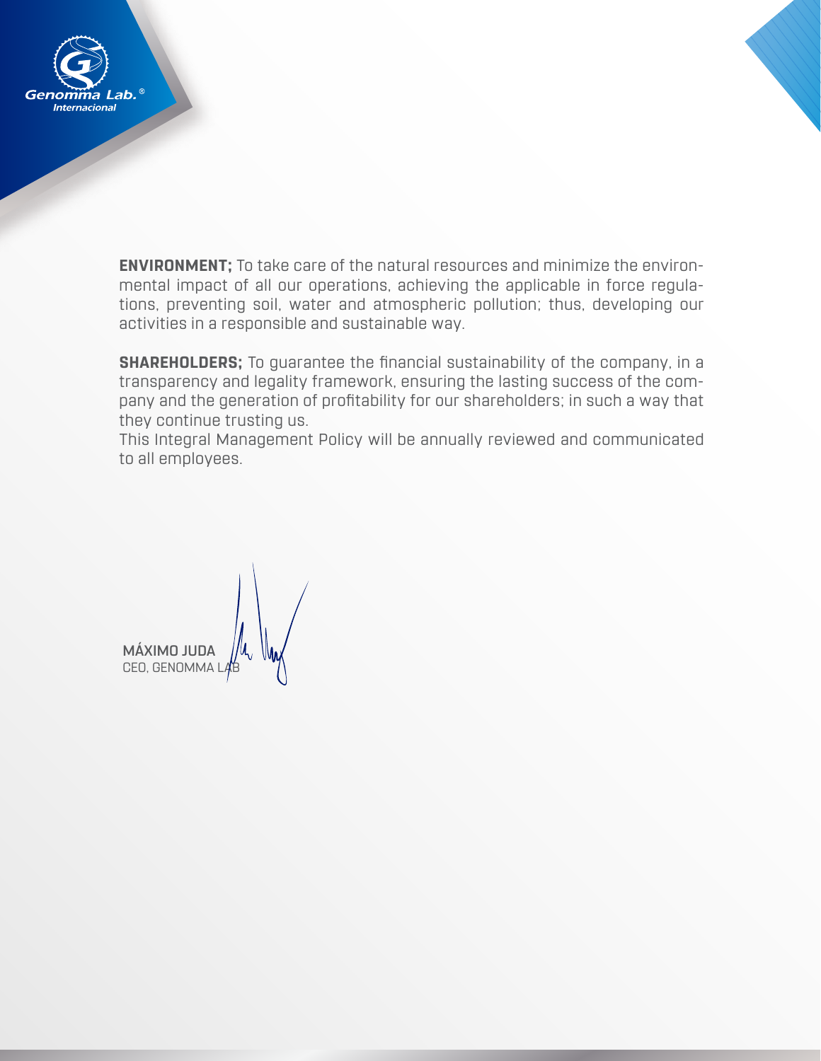**ENVIRONMENT;** To take care of the natural resources and minimize the environmental impact of all our operations, achieving the applicable in force regulations, preventing soil, water and atmospheric pollution; thus, developing our activities in a responsible and sustainable way.

**SHAREHOLDERS;** To guarantee the financial sustainability of the company, in a transparency and legality framework, ensuring the lasting success of the company and the generation of profitability for our shareholders; in such a way that they continue trusting us.
This Integral Management Policy will be annually reviewed and communicated to all employees.

**MÁXIMO JUDA**
CEO, GENOMMA LAB